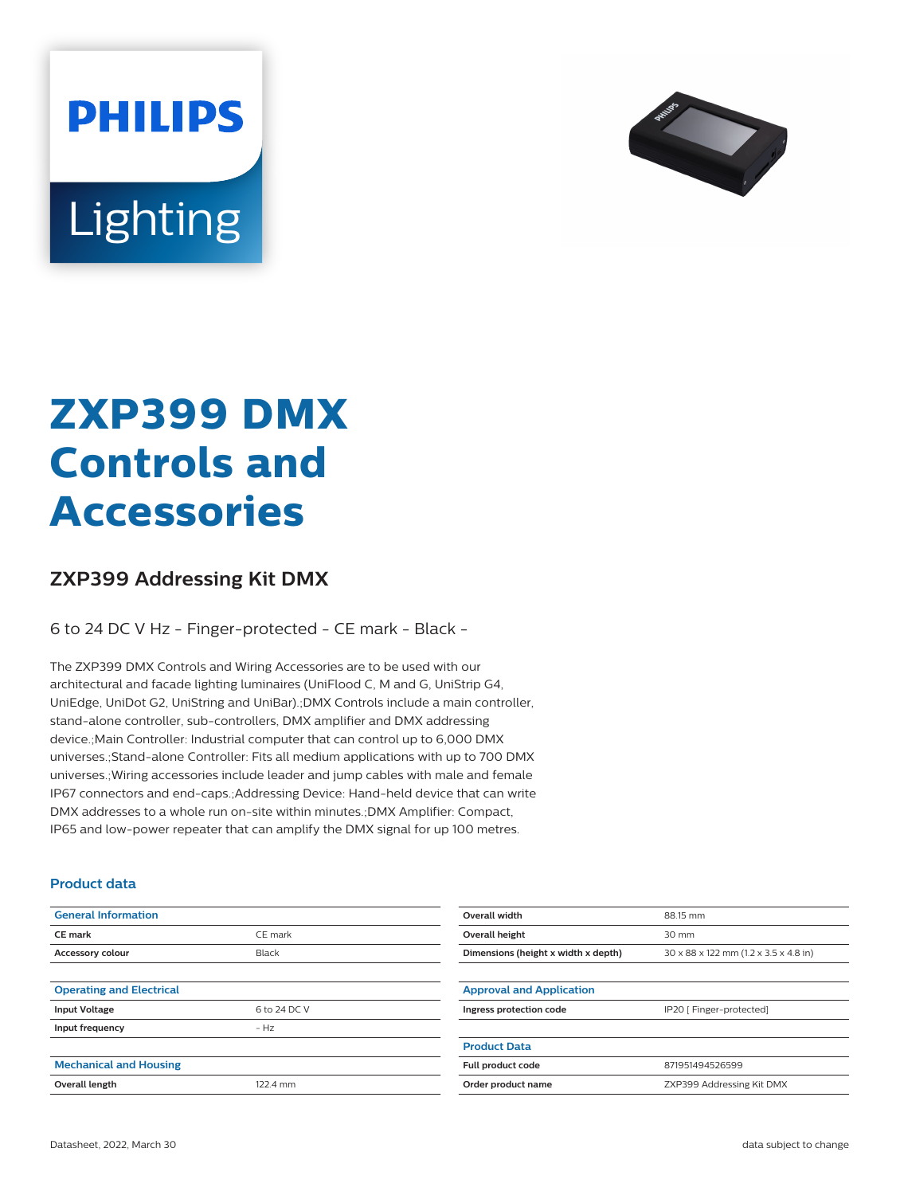# ZXP399 DMX Controls and Accessories

## ZXP399 Addressing Kit DMX

6 to 24 DC V Hz - Finger-protected - CE mark - Black -

The ZXP399 DMX Controls and Wiring Accessories are to be used with our architectural and facade lighting luminaires (UniFlood C, M and G, UniStrip G4, UniEdge, UniDot G2, UniString and UniBar).;DMX Controls include a main controller, stand-alone controller, sub-controllers, DMX amplifier and DMX addressing device.;Main Controller: Industrial computer that can control up to 6,000 DMX universes.;Stand-alone Controller: Fits all medium applications with up to 700 DMX universes.;Wiring accessories include leader and jump cables with male and female IP67 connectors and end-caps.;Addressing Device: Hand-held device that can write DMX addresses to a whole run on-site within minutes.;DMX Amplifier: Compact, IP65 and low-power repeater that can amplify the DMX signal for up 100 metres.

### Product data

| General Information | |
|---|---|
| CE mark | CE mark |
| Accessory colour | Black |

| Operating and Electrical | |
|---|---|
| Input Voltage | 6 to 24 DC V |
| Input frequency | - Hz |

| Mechanical and Housing | |
|---|---|
| Overall length | 122.4 mm |
| Overall width | 88.15 mm |
| Overall height | 30 mm |
| Dimensions (height x width x depth) | 30 x 88 x 122 mm (1.2 x 3.5 x 4.8 in) |

| Approval and Application | |
|---|---|
| Ingress protection code | IP20 [ Finger-protected] |

| Product Data | |
|---|---|
| Full product code | 871951494526599 |
| Order product name | ZXP399 Addressing Kit DMX |

Datasheet, 2022, March 30

data subject to change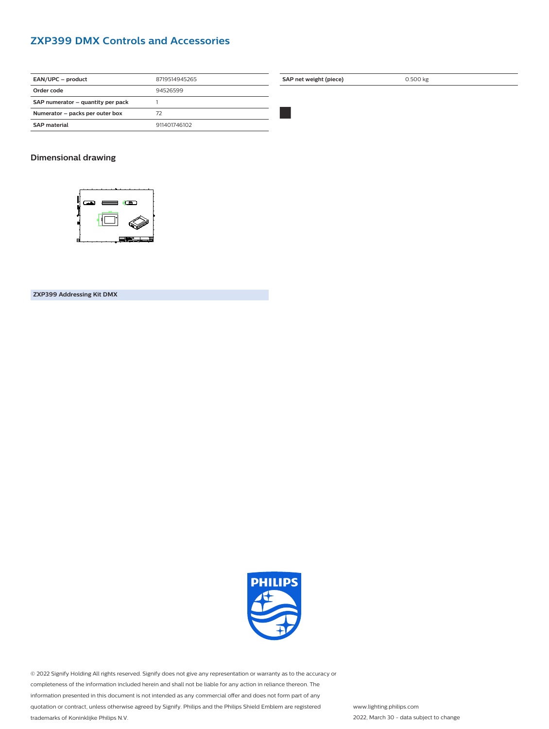## ZXP399 DMX Controls and Accessories

| | |
|---|---|
| EAN/UPC – product | 8719514945265 |
| Order code | 94526599 |
| SAP numerator – quantity per pack | 1 |
| Numerator – packs per outer box | 72 |
| SAP material | 911401746102 |

| | |
|---|---|
| SAP net weight (piece) | 0.500 kg |

### Dimensional drawing

**ZXP399 Addressing Kit DMX**

© 2022 Signify Holding All rights reserved. Signify does not give any representation or warranty as to the accuracy or completeness of the information included herein and shall not be liable for any action in reliance thereon. The information presented in this document is not intended as any commercial offer and does not form part of any quotation or contract, unless otherwise agreed by Signify. Philips and the Philips Shield Emblem are registered trademarks of Koninklijke Philips N.V.

www.lighting.philips.com

2022, March 30 - data subject to change